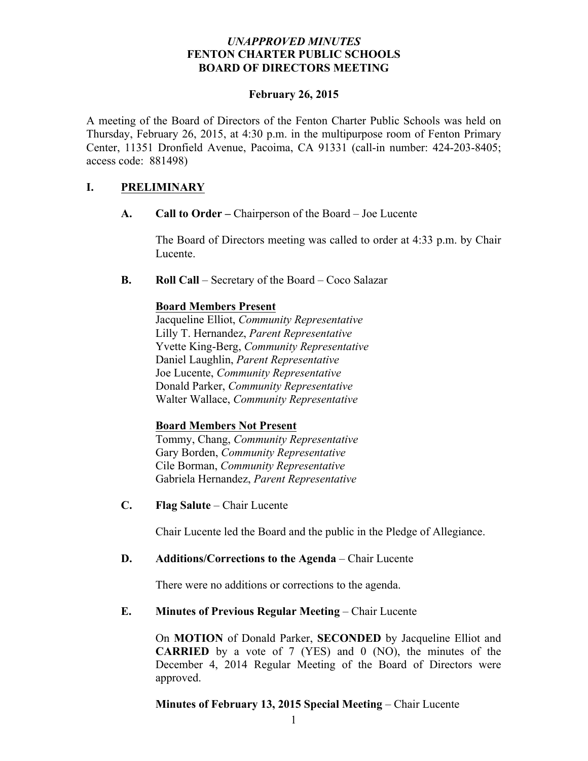*UNAPPROVED MINUTES*
**FENTON CHARTER PUBLIC SCHOOLS**
**BOARD OF DIRECTORS MEETING**

**February 26, 2015**

A meeting of the Board of Directors of the Fenton Charter Public Schools was held on Thursday, February 26, 2015, at 4:30 p.m. in the multipurpose room of Fenton Primary Center, 11351 Dronfield Avenue, Pacoima, CA 91331 (call-in number: 424-203-8405; access code: 881498)

## I. PRELIMINARY

**A. Call to Order –** Chairperson of the Board – Joe Lucente

The Board of Directors meeting was called to order at 4:33 p.m. by Chair Lucente.

**B. Roll Call** – Secretary of the Board – Coco Salazar

**Board Members Present**
Jacqueline Elliot, *Community Representative*
Lilly T. Hernandez, *Parent Representative*
Yvette King-Berg, *Community Representative*
Daniel Laughlin, *Parent Representative*
Joe Lucente, *Community Representative*
Donald Parker, *Community Representative*
Walter Wallace, *Community Representative*

**Board Members Not Present**
Tommy, Chang, *Community Representative*
Gary Borden, *Community Representative*
Cile Borman, *Community Representative*
Gabriela Hernandez, *Parent Representative*

**C. Flag Salute** – Chair Lucente

Chair Lucente led the Board and the public in the Pledge of Allegiance.

**D. Additions/Corrections to the Agenda** – Chair Lucente

There were no additions or corrections to the agenda.

**E. Minutes of Previous Regular Meeting** – Chair Lucente

On **MOTION** of Donald Parker, **SECONDED** by Jacqueline Elliot and **CARRIED** by a vote of 7 (YES) and 0 (NO), the minutes of the December 4, 2014 Regular Meeting of the Board of Directors were approved.

**Minutes of February 13, 2015 Special Meeting** – Chair Lucente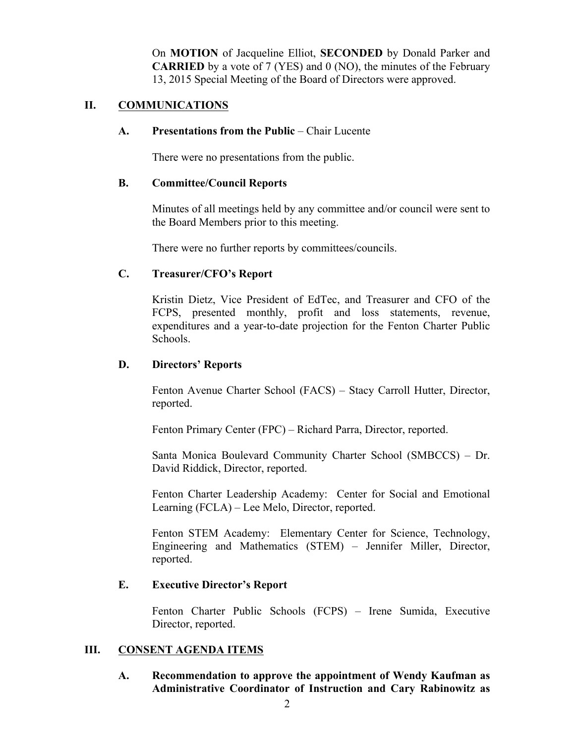On **MOTION** of Jacqueline Elliot, **SECONDED** by Donald Parker and **CARRIED** by a vote of 7 (YES) and 0 (NO), the minutes of the February 13, 2015 Special Meeting of the Board of Directors were approved.

## II. COMMUNICATIONS

### A. Presentations from the Public – Chair Lucente

There were no presentations from the public.

### B. Committee/Council Reports

Minutes of all meetings held by any committee and/or council were sent to the Board Members prior to this meeting.

There were no further reports by committees/councils.

### C. Treasurer/CFO's Report

Kristin Dietz, Vice President of EdTec, and Treasurer and CFO of the FCPS, presented monthly, profit and loss statements, revenue, expenditures and a year-to-date projection for the Fenton Charter Public Schools.

### D. Directors' Reports

Fenton Avenue Charter School (FACS) – Stacy Carroll Hutter, Director, reported.

Fenton Primary Center (FPC) – Richard Parra, Director, reported.

Santa Monica Boulevard Community Charter School (SMBCCS) – Dr. David Riddick, Director, reported.

Fenton Charter Leadership Academy: Center for Social and Emotional Learning (FCLA) – Lee Melo, Director, reported.

Fenton STEM Academy: Elementary Center for Science, Technology, Engineering and Mathematics (STEM) – Jennifer Miller, Director, reported.

### E. Executive Director's Report

Fenton Charter Public Schools (FCPS) – Irene Sumida, Executive Director, reported.

## III. CONSENT AGENDA ITEMS

### A. Recommendation to approve the appointment of Wendy Kaufman as Administrative Coordinator of Instruction and Cary Rabinowitz as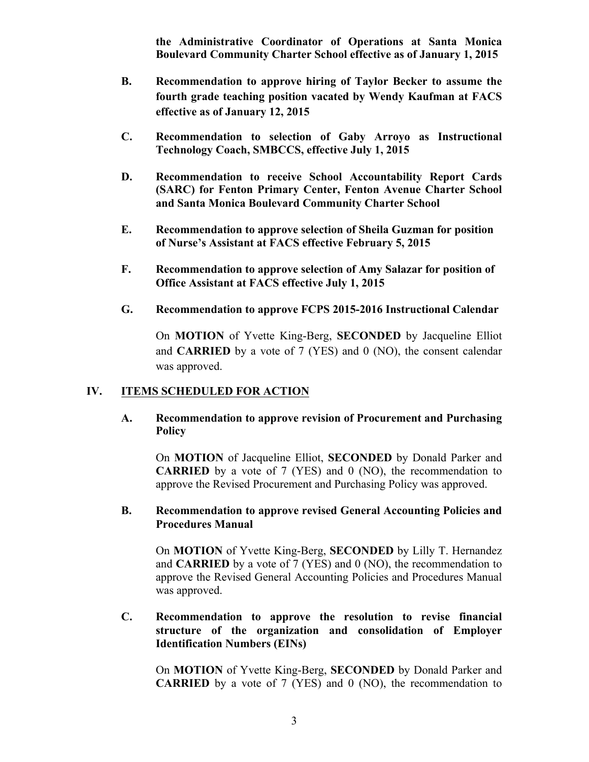**the Administrative Coordinator of Operations at Santa Monica Boulevard Community Charter School effective as of January 1, 2015**

**B. Recommendation to approve hiring of Taylor Becker to assume the fourth grade teaching position vacated by Wendy Kaufman at FACS effective as of January 12, 2015**

**C. Recommendation to selection of Gaby Arroyo as Instructional Technology Coach, SMBCCS, effective July 1, 2015**

**D. Recommendation to receive School Accountability Report Cards (SARC) for Fenton Primary Center, Fenton Avenue Charter School and Santa Monica Boulevard Community Charter School**

**E. Recommendation to approve selection of Sheila Guzman for position of Nurse's Assistant at FACS effective February 5, 2015**

**F. Recommendation to approve selection of Amy Salazar for position of Office Assistant at FACS effective July 1, 2015**

**G. Recommendation to approve FCPS 2015-2016 Instructional Calendar**

On **MOTION** of Yvette King-Berg, **SECONDED** by Jacqueline Elliot and **CARRIED** by a vote of 7 (YES) and 0 (NO), the consent calendar was approved.

## IV. ITEMS SCHEDULED FOR ACTION

**A. Recommendation to approve revision of Procurement and Purchasing Policy**

On **MOTION** of Jacqueline Elliot, **SECONDED** by Donald Parker and **CARRIED** by a vote of 7 (YES) and 0 (NO), the recommendation to approve the Revised Procurement and Purchasing Policy was approved.

**B. Recommendation to approve revised General Accounting Policies and Procedures Manual**

On **MOTION** of Yvette King-Berg, **SECONDED** by Lilly T. Hernandez and **CARRIED** by a vote of 7 (YES) and 0 (NO), the recommendation to approve the Revised General Accounting Policies and Procedures Manual was approved.

**C. Recommendation to approve the resolution to revise financial structure of the organization and consolidation of Employer Identification Numbers (EINs)**

On **MOTION** of Yvette King-Berg, **SECONDED** by Donald Parker and **CARRIED** by a vote of 7 (YES) and 0 (NO), the recommendation to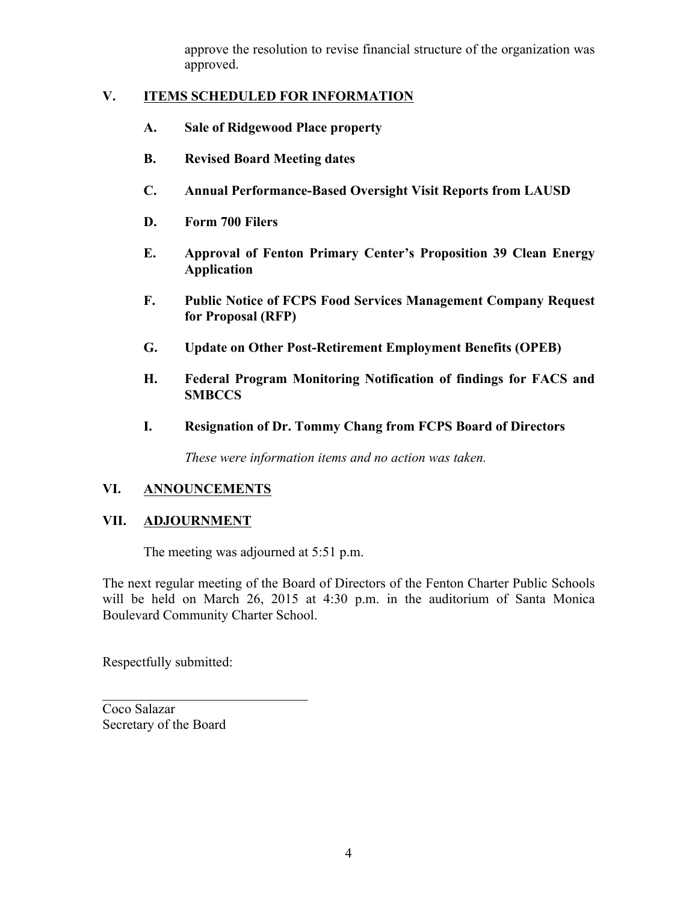approve the resolution to revise financial structure of the organization was approved.

## V. ITEMS SCHEDULED FOR INFORMATION

**A. Sale of Ridgewood Place property**

**B. Revised Board Meeting dates**

**C. Annual Performance-Based Oversight Visit Reports from LAUSD**

**D. Form 700 Filers**

**E. Approval of Fenton Primary Center's Proposition 39 Clean Energy Application**

**F. Public Notice of FCPS Food Services Management Company Request for Proposal (RFP)**

**G. Update on Other Post-Retirement Employment Benefits (OPEB)**

**H. Federal Program Monitoring Notification of findings for FACS and SMBCCS**

**I. Resignation of Dr. Tommy Chang from FCPS Board of Directors**

*These were information items and no action was taken.*

## VI. ANNOUNCEMENTS

## VII. ADJOURNMENT

The meeting was adjourned at 5:51 p.m.

The next regular meeting of the Board of Directors of the Fenton Charter Public Schools will be held on March 26, 2015 at 4:30 p.m. in the auditorium of Santa Monica Boulevard Community Charter School.

Respectfully submitted:

\_\_\_\_\_\_\_\_\_\_\_\_\_\_\_\_\_\_\_\_\_\_\_\_\_\_\_\_\_\_

Coco Salazar
Secretary of the Board